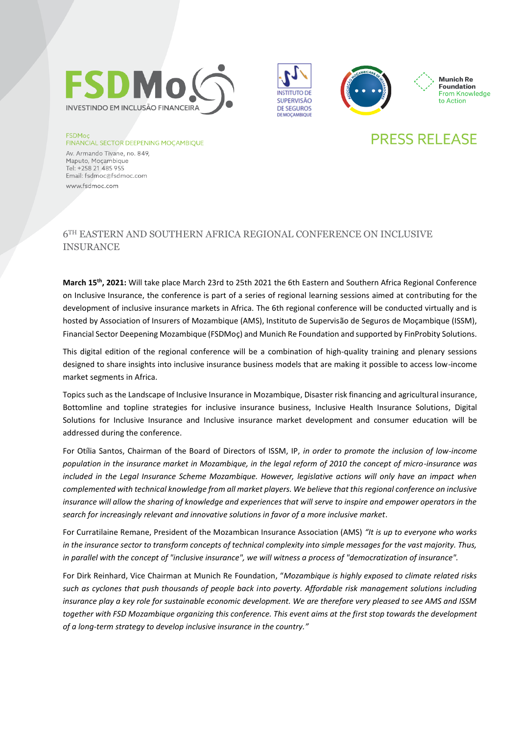FSDMoç
INVESTINDO EM INCLUSÃO FINANCEIRA

INSTITUTO DE SUPERVISÃO DE SEGUROS DE MOÇAMBIQUE

Munich Re Foundation
From Knowledge to Action

FSDMoç
FINANCIAL SECTOR DEEPENING MOÇAMBIQUE

Av. Armando Tivane, no. 849,
Maputo, Moçambique
Tel: +258 21 485 955
Email: fsdmoc@fsdmoc.com
www.fsdmoc.com

# PRESS RELEASE

## 6TH EASTERN AND SOUTHERN AFRICA REGIONAL CONFERENCE ON INCLUSIVE INSURANCE

**March 15th, 2021:** Will take place March 23rd to 25th 2021 the 6th Eastern and Southern Africa Regional Conference on Inclusive Insurance, the conference is part of a series of regional learning sessions aimed at contributing for the development of inclusive insurance markets in Africa. The 6th regional conference will be conducted virtually and is hosted by Association of Insurers of Mozambique (AMS), Instituto de Supervisão de Seguros de Moçambique (ISSM), Financial Sector Deepening Mozambique (FSDMoç) and Munich Re Foundation and supported by FinProbity Solutions.

This digital edition of the regional conference will be a combination of high-quality training and plenary sessions designed to share insights into inclusive insurance business models that are making it possible to access low-income market segments in Africa.

Topics such as the Landscape of Inclusive Insurance in Mozambique, Disaster risk financing and agricultural insurance, Bottomline and topline strategies for inclusive insurance business, Inclusive Health Insurance Solutions, Digital Solutions for Inclusive Insurance and Inclusive insurance market development and consumer education will be addressed during the conference.

For Otília Santos, Chairman of the Board of Directors of ISSM, IP, *in order to promote the inclusion of low-income population in the insurance market in Mozambique, in the legal reform of 2010 the concept of micro-insurance was included in the Legal Insurance Scheme Mozambique. However, legislative actions will only have an impact when complemented with technical knowledge from all market players. We believe that this regional conference on inclusive insurance will allow the sharing of knowledge and experiences that will serve to inspire and empower operators in the search for increasingly relevant and innovative solutions in favor of a more inclusive market*.

For Curratilaine Remane, President of the Mozambican Insurance Association (AMS) *"It is up to everyone who works in the insurance sector to transform concepts of technical complexity into simple messages for the vast majority. Thus, in parallel with the concept of "inclusive insurance", we will witness a process of "democratization of insurance".*

For Dirk Reinhard, Vice Chairman at Munich Re Foundation, "*Mozambique is highly exposed to climate related risks such as cyclones that push thousands of people back into poverty. Affordable risk management solutions including insurance play a key role for sustainable economic development. We are therefore very pleased to see AMS and ISSM together with FSD Mozambique organizing this conference. This event aims at the first stop towards the development of a long-term strategy to develop inclusive insurance in the country."*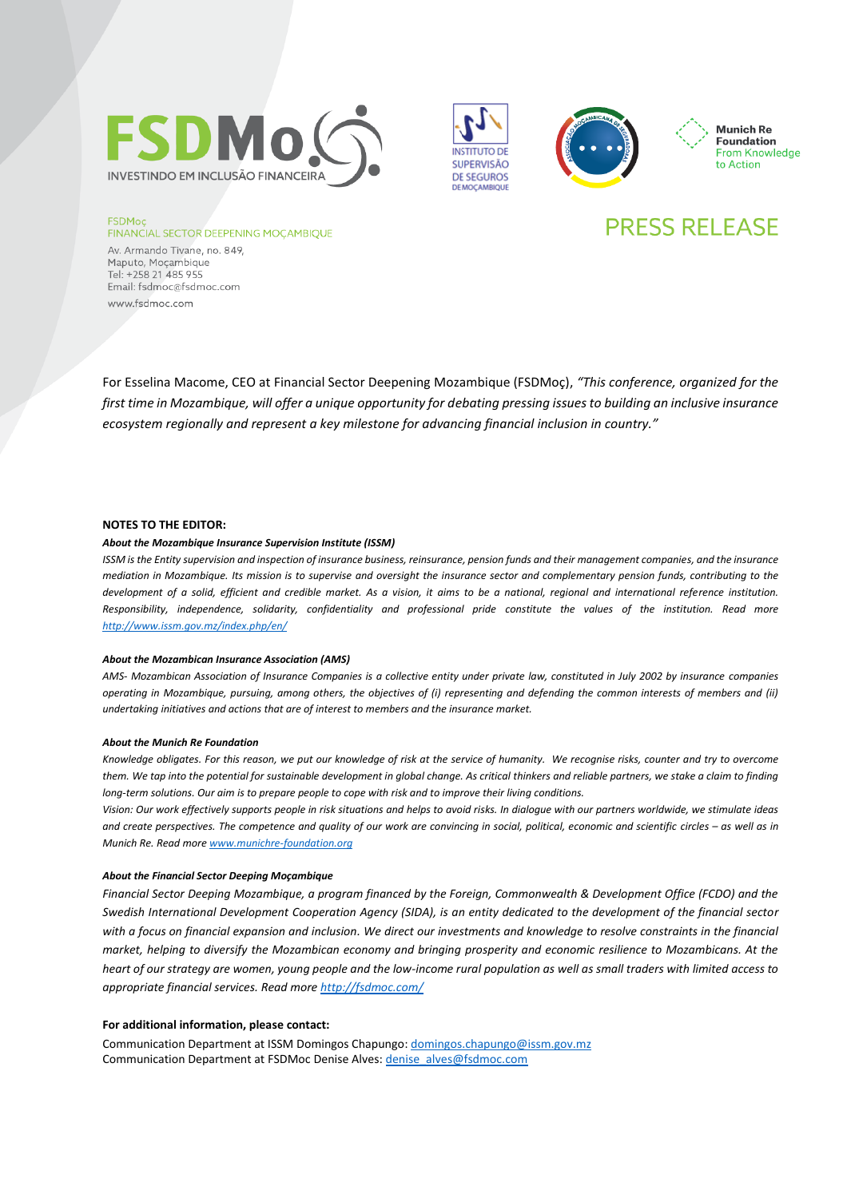FSDMoç
FINANCIAL SECTOR DEEPENING MOÇAMBIQUE

Av. Armando Tivane, no. 849,
Maputo, Moçambique
Tel: +258 21 485 955
Email: fsdmoc@fsdmoc.com
www.fsdmoc.com

# PRESS RELEASE

For Esselina Macome, CEO at Financial Sector Deepening Mozambique (FSDMoç), *"This conference, organized for the first time in Mozambique, will offer a unique opportunity for debating pressing issues to building an inclusive insurance ecosystem regionally and represent a key milestone for advancing financial inclusion in country."*

**NOTES TO THE EDITOR:**

***About the Mozambique Insurance Supervision Institute (ISSM)***

*ISSM is the Entity supervision and inspection of insurance business, reinsurance, pension funds and their management companies, and the insurance mediation in Mozambique. Its mission is to supervise and oversight the insurance sector and complementary pension funds, contributing to the development of a solid, efficient and credible market. As a vision, it aims to be a national, regional and international reference institution. Responsibility, independence, solidarity, confidentiality and professional pride constitute the values of the institution. Read more [http://www.issm.gov.mz/index.php/en/](http://www.issm.gov.mz/index.php/en/)*

***About the Mozambican Insurance Association (AMS)***

*AMS- Mozambican Association of Insurance Companies is a collective entity under private law, constituted in July 2002 by insurance companies operating in Mozambique, pursuing, among others, the objectives of (i) representing and defending the common interests of members and (ii) undertaking initiatives and actions that are of interest to members and the insurance market.*

***About the Munich Re Foundation***

*Knowledge obligates. For this reason, we put our knowledge of risk at the service of humanity. We recognise risks, counter and try to overcome them. We tap into the potential for sustainable development in global change. As critical thinkers and reliable partners, we stake a claim to finding long-term solutions. Our aim is to prepare people to cope with risk and to improve their living conditions.*

*Vision: Our work effectively supports people in risk situations and helps to avoid risks. In dialogue with our partners worldwide, we stimulate ideas and create perspectives. The competence and quality of our work are convincing in social, political, economic and scientific circles – as well as in Munich Re. Read more [www.munichre-foundation.org](www.munichre-foundation.org)*

***About the Financial Sector Deeping Moçambique***

*Financial Sector Deeping Mozambique, a program financed by the Foreign, Commonwealth & Development Office (FCDO) and the Swedish International Development Cooperation Agency (SIDA), is an entity dedicated to the development of the financial sector with a focus on financial expansion and inclusion. We direct our investments and knowledge to resolve constraints in the financial market, helping to diversify the Mozambican economy and bringing prosperity and economic resilience to Mozambicans. At the heart of our strategy are women, young people and the low-income rural population as well as small traders with limited access to appropriate financial services. Read more [http://fsdmoc.com/](http://fsdmoc.com/)*

**For additional information, please contact:**

Communication Department at ISSM Domingos Chapungo: domingos.chapungo@issm.gov.mz
Communication Department at FSDMoc Denise Alves: denise_alves@fsdmoc.com